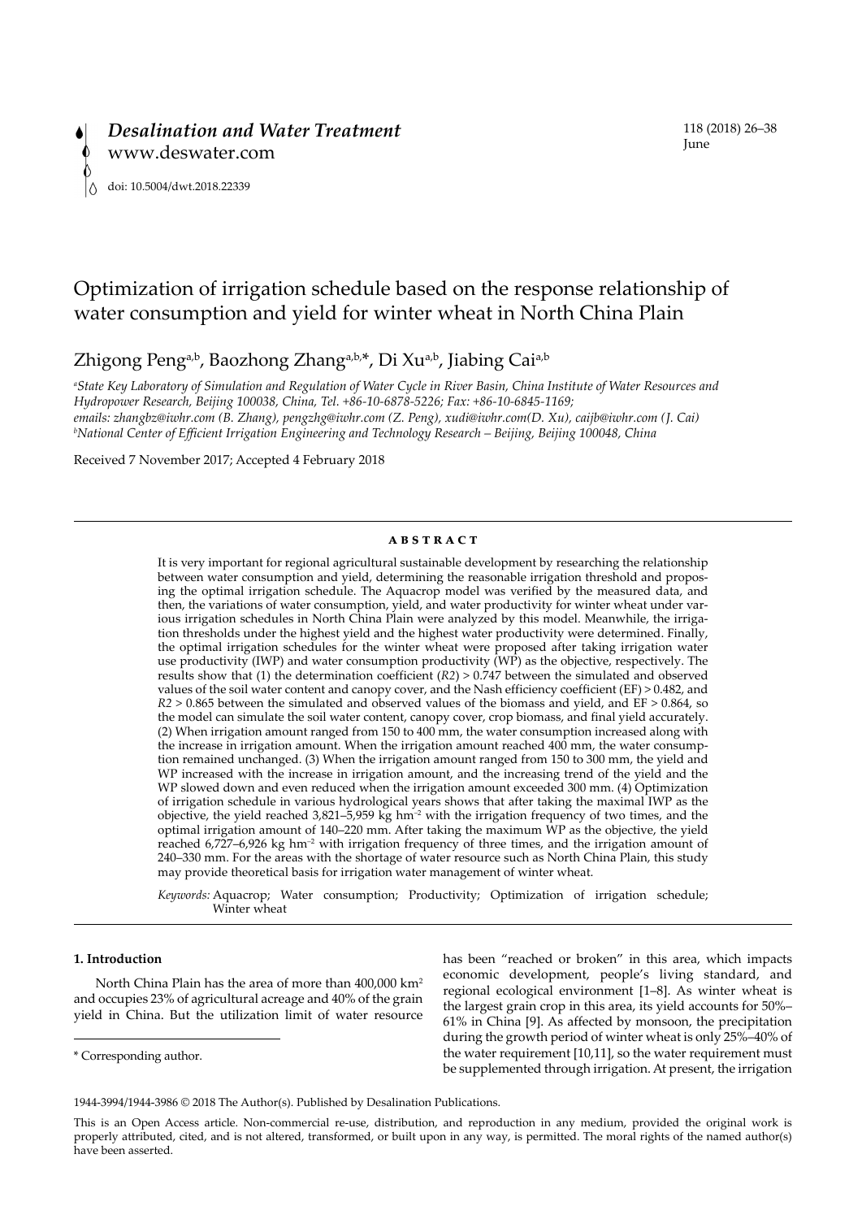*Desalination and Water Treatment*
www.deswater.com

doi: 10.5004/dwt.2018.22339

# Optimization of irrigation schedule based on the response relationship of water consumption and yield for winter wheat in North China Plain

Zhigong Peng[a,b], Baozhong Zhang[a,b,*], Di Xu[a,b], Jiabing Cai[a,b]

[a]*State Key Laboratory of Simulation and Regulation of Water Cycle in River Basin, China Institute of Water Resources and Hydropower Research, Beijing 100038, China, Tel. +86-10-6878-5226; Fax: +86-10-6845-1169; emails: zhangbz@iwhr.com (B. Zhang), pengzhg@iwhr.com (Z. Peng), xudi@iwhr.com(D. Xu), caijb@iwhr.com (J. Cai)*
[b]*National Center of Efficient Irrigation Engineering and Technology Research – Beijing, Beijing 100048, China*

Received 7 November 2017; Accepted 4 February 2018

## ABSTRACT

It is very important for regional agricultural sustainable development by researching the relationship between water consumption and yield, determining the reasonable irrigation threshold and proposing the optimal irrigation schedule. The Aquacrop model was verified by the measured data, and then, the variations of water consumption, yield, and water productivity for winter wheat under various irrigation schedules in North China Plain were analyzed by this model. Meanwhile, the irrigation thresholds under the highest yield and the highest water productivity were determined. Finally, the optimal irrigation schedules for the winter wheat were proposed after taking irrigation water use productivity (IWP) and water consumption productivity (WP) as the objective, respectively. The results show that (1) the determination coefficient (*R2*) > 0.747 between the simulated and observed values of the soil water content and canopy cover, and the Nash efficiency coefficient (EF) > 0.482, and *R2* > 0.865 between the simulated and observed values of the biomass and yield, and EF > 0.864, so the model can simulate the soil water content, canopy cover, crop biomass, and final yield accurately. (2) When irrigation amount ranged from 150 to 400 mm, the water consumption increased along with the increase in irrigation amount. When the irrigation amount reached 400 mm, the water consumption remained unchanged. (3) When the irrigation amount ranged from 150 to 300 mm, the yield and WP increased with the increase in irrigation amount, and the increasing trend of the yield and the WP slowed down and even reduced when the irrigation amount exceeded 300 mm. (4) Optimization of irrigation schedule in various hydrological years shows that after taking the maximal IWP as the objective, the yield reached 3,821–5,959 kg hm$^{-2}$ with the irrigation frequency of two times, and the optimal irrigation amount of 140–220 mm. After taking the maximum WP as the objective, the yield reached 6,727–6,926 kg hm$^{-2}$ with irrigation frequency of three times, and the irrigation amount of 240–330 mm. For the areas with the shortage of water resource such as North China Plain, this study may provide theoretical basis for irrigation water management of winter wheat.

*Keywords:* Aquacrop; Water consumption; Productivity; Optimization of irrigation schedule; Winter wheat

## 1. Introduction

North China Plain has the area of more than 400,000 km$^2$ and occupies 23% of agricultural acreage and 40% of the grain yield in China. But the utilization limit of water resource has been "reached or broken" in this area, which impacts economic development, people's living standard, and regional ecological environment [1–8]. As winter wheat is the largest grain crop in this area, its yield accounts for 50%–61% in China [9]. As affected by monsoon, the precipitation during the growth period of winter wheat is only 25%–40% of the water requirement [10,11], so the water requirement must be supplemented through irrigation. At present, the irrigation

\* Corresponding author.

1944-3994/1944-3986 © 2018 The Author(s). Published by Desalination Publications.

This is an Open Access article. Non-commercial re-use, distribution, and reproduction in any medium, provided the original work is properly attributed, cited, and is not altered, transformed, or built upon in any way, is permitted. The moral rights of the named author(s) have been asserted.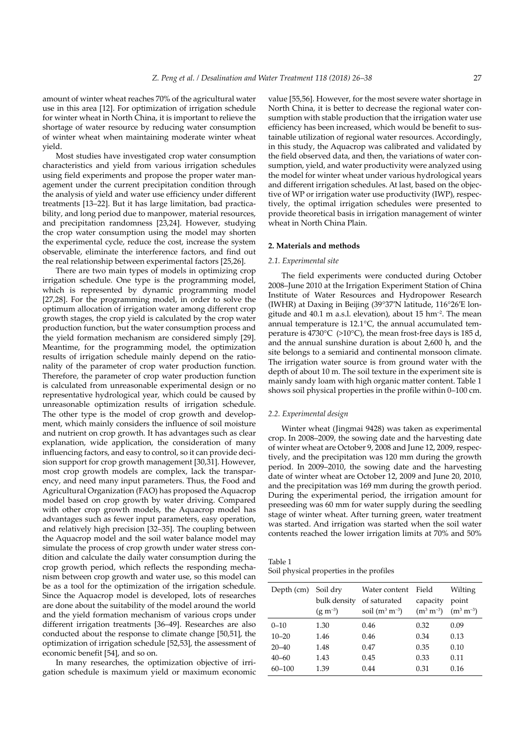amount of winter wheat reaches 70% of the agricultural water use in this area [12]. For optimization of irrigation schedule for winter wheat in North China, it is important to relieve the shortage of water resource by reducing water consumption of winter wheat when maintaining moderate winter wheat yield.

Most studies have investigated crop water consumption characteristics and yield from various irrigation schedules using field experiments and propose the proper water management under the current precipitation condition through the analysis of yield and water use efficiency under different treatments [13–22]. But it has large limitation, bad practicability, and long period due to manpower, material resources, and precipitation randomness [23,24]. However, studying the crop water consumption using the model may shorten the experimental cycle, reduce the cost, increase the system observable, eliminate the interference factors, and find out the real relationship between experimental factors [25,26].

There are two main types of models in optimizing crop irrigation schedule. One type is the programming model, which is represented by dynamic programming model [27,28]. For the programming model, in order to solve the optimum allocation of irrigation water among different crop growth stages, the crop yield is calculated by the crop water production function, but the water consumption process and the yield formation mechanism are considered simply [29]. Meantime, for the programming model, the optimization results of irrigation schedule mainly depend on the rationality of the parameter of crop water production function. Therefore, the parameter of crop water production function is calculated from unreasonable experimental design or no representative hydrological year, which could be caused by unreasonable optimization results of irrigation schedule. The other type is the model of crop growth and development, which mainly considers the influence of soil moisture and nutrient on crop growth. It has advantages such as clear explanation, wide application, the consideration of many influencing factors, and easy to control, so it can provide decision support for crop growth management [30,31]. However, most crop growth models are complex, lack the transparency, and need many input parameters. Thus, the Food and Agricultural Organization (FAO) has proposed the Aquacrop model based on crop growth by water driving. Compared with other crop growth models, the Aquacrop model has advantages such as fewer input parameters, easy operation, and relatively high precision [32–35]. The coupling between the Aquacrop model and the soil water balance model may simulate the process of crop growth under water stress condition and calculate the daily water consumption during the crop growth period, which reflects the responding mechanism between crop growth and water use, so this model can be as a tool for the optimization of the irrigation schedule. Since the Aquacrop model is developed, lots of researches are done about the suitability of the model around the world and the yield formation mechanism of various crops under different irrigation treatments [36–49]. Researches are also conducted about the response to climate change [50,51], the optimization of irrigation schedule [52,53], the assessment of economic benefit [54], and so on.

In many researches, the optimization objective of irrigation schedule is maximum yield or maximum economic value [55,56]. However, for the most severe water shortage in North China, it is better to decrease the regional water consumption with stable production that the irrigation water use efficiency has been increased, which would be benefit to sustainable utilization of regional water resources. Accordingly, in this study, the Aquacrop was calibrated and validated by the field observed data, and then, the variations of water consumption, yield, and water productivity were analyzed using the model for winter wheat under various hydrological years and different irrigation schedules. At last, based on the objective of WP or irrigation water use productivity (IWP), respectively, the optimal irrigation schedules were presented to provide theoretical basis in irrigation management of winter wheat in North China Plain.

## 2. Materials and methods

### 2.1. Experimental site

The field experiments were conducted during October 2008–June 2010 at the Irrigation Experiment Station of China Institute of Water Resources and Hydropower Research (IWHR) at Daxing in Beijing (39°37′N latitude, 116°26′E longitude and 40.1 m a.s.l. elevation), about 15 $hm^{-2}$. The mean annual temperature is 12.1°C, the annual accumulated temperature is 4730°C (>10°C), the mean frost-free days is 185 d, and the annual sunshine duration is about 2,600 h, and the site belongs to a semiarid and continental monsoon climate. The irrigation water source is from ground water with the depth of about 10 m. The soil texture in the experiment site is mainly sandy loam with high organic matter content. Table 1 shows soil physical properties in the profile within 0–100 cm.

### 2.2. Experimental design

Winter wheat (Jingmai 9428) was taken as experimental crop. In 2008–2009, the sowing date and the harvesting date of winter wheat are October 9, 2008 and June 12, 2009, respectively, and the precipitation was 120 mm during the growth period. In 2009–2010, the sowing date and the harvesting date of winter wheat are October 12, 2009 and June 20, 2010, and the precipitation was 169 mm during the growth period. During the experimental period, the irrigation amount for preseeding was 60 mm for water supply during the seedling stage of winter wheat. After turning green, water treatment was started. And irrigation was started when the soil water contents reached the lower irrigation limits at 70% and 50%

Table 1
Soil physical properties in the profiles

| Depth (cm) | Soil dry bulk density ($g\ m^{-3}$) | Water content of saturated soil ($m^3\ m^{-3}$) | Field capacity ($m^3\ m^{-3}$) | Wilting point ($m^3\ m^{-3}$) |
|---|---|---|---|---|
| 0–10 | 1.30 | 0.46 | 0.32 | 0.09 |
| 10–20 | 1.46 | 0.46 | 0.34 | 0.13 |
| 20–40 | 1.48 | 0.47 | 0.35 | 0.10 |
| 40–60 | 1.43 | 0.45 | 0.33 | 0.11 |
| 60–100 | 1.39 | 0.44 | 0.31 | 0.16 |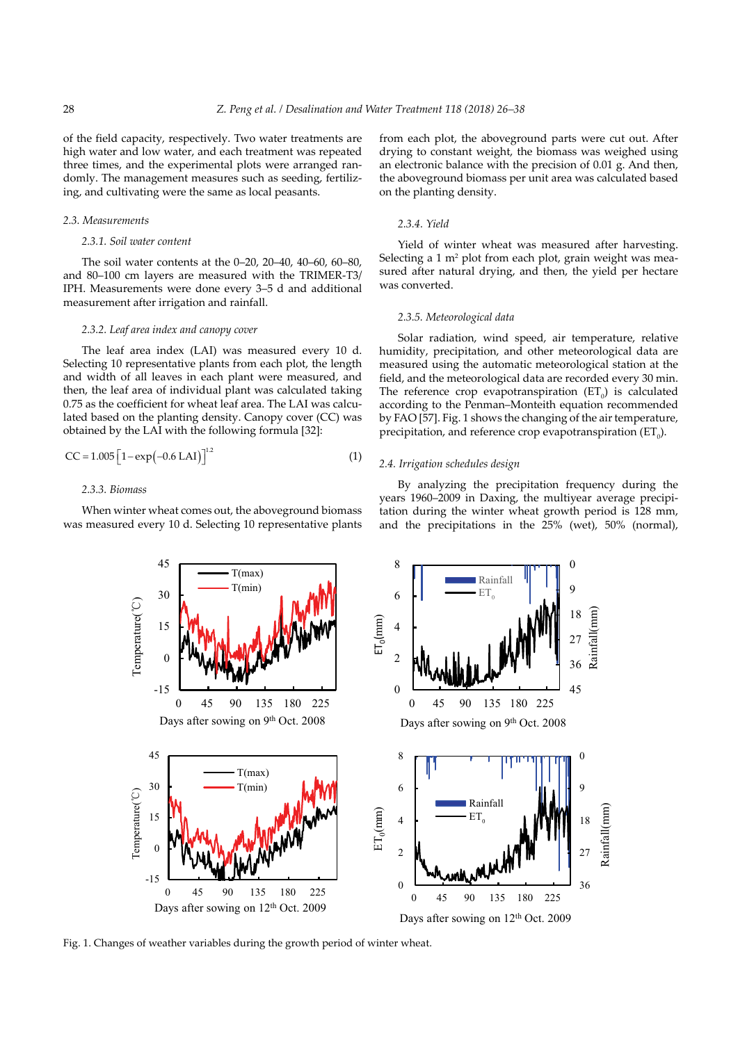of the field capacity, respectively. Two water treatments are high water and low water, and each treatment was repeated three times, and the experimental plots were arranged randomly. The management measures such as seeding, fertilizing, and cultivating were the same as local peasants.

### 2.3. Measurements

#### 2.3.1. Soil water content

The soil water contents at the 0–20, 20–40, 40–60, 60–80, and 80–100 cm layers are measured with the TRIMER-T3/IPH. Measurements were done every 3–5 d and additional measurement after irrigation and rainfall.

#### 2.3.2. Leaf area index and canopy cover

The leaf area index (LAI) was measured every 10 d. Selecting 10 representative plants from each plot, the length and width of all leaves in each plant were measured, and then, the leaf area of individual plant was calculated taking 0.75 as the coefficient for wheat leaf area. The LAI was calculated based on the planting density. Canopy cover (CC) was obtained by the LAI with the following formula [32]:

$$CC = 1.005\left[1-\exp\left(-0.6\,\text{LAI}\right)\right]^{1.2} \tag{1}$$

#### 2.3.3. Biomass

When winter wheat comes out, the aboveground biomass was measured every 10 d. Selecting 10 representative plants from each plot, the aboveground parts were cut out. After drying to constant weight, the biomass was weighed using an electronic balance with the precision of 0.01 g. And then, the aboveground biomass per unit area was calculated based on the planting density.

#### 2.3.4. Yield

Yield of winter wheat was measured after harvesting. Selecting a 1 $m^2$ plot from each plot, grain weight was measured after natural drying, and then, the yield per hectare was converted.

#### 2.3.5. Meteorological data

Solar radiation, wind speed, air temperature, relative humidity, precipitation, and other meteorological data are measured using the automatic meteorological station at the field, and the meteorological data are recorded every 30 min. The reference crop evapotranspiration ($ET_0$) is calculated according to the Penman–Monteith equation recommended by FAO [57]. Fig. 1 shows the changing of the air temperature, precipitation, and reference crop evapotranspiration ($ET_0$).

### 2.4. Irrigation schedules design

By analyzing the precipitation frequency during the years 1960–2009 in Daxing, the multiyear average precipitation during the winter wheat growth period is 128 mm, and the precipitations in the 25% (wet), 50% (normal),

Fig. 1. Changes of weather variables during the growth period of winter wheat.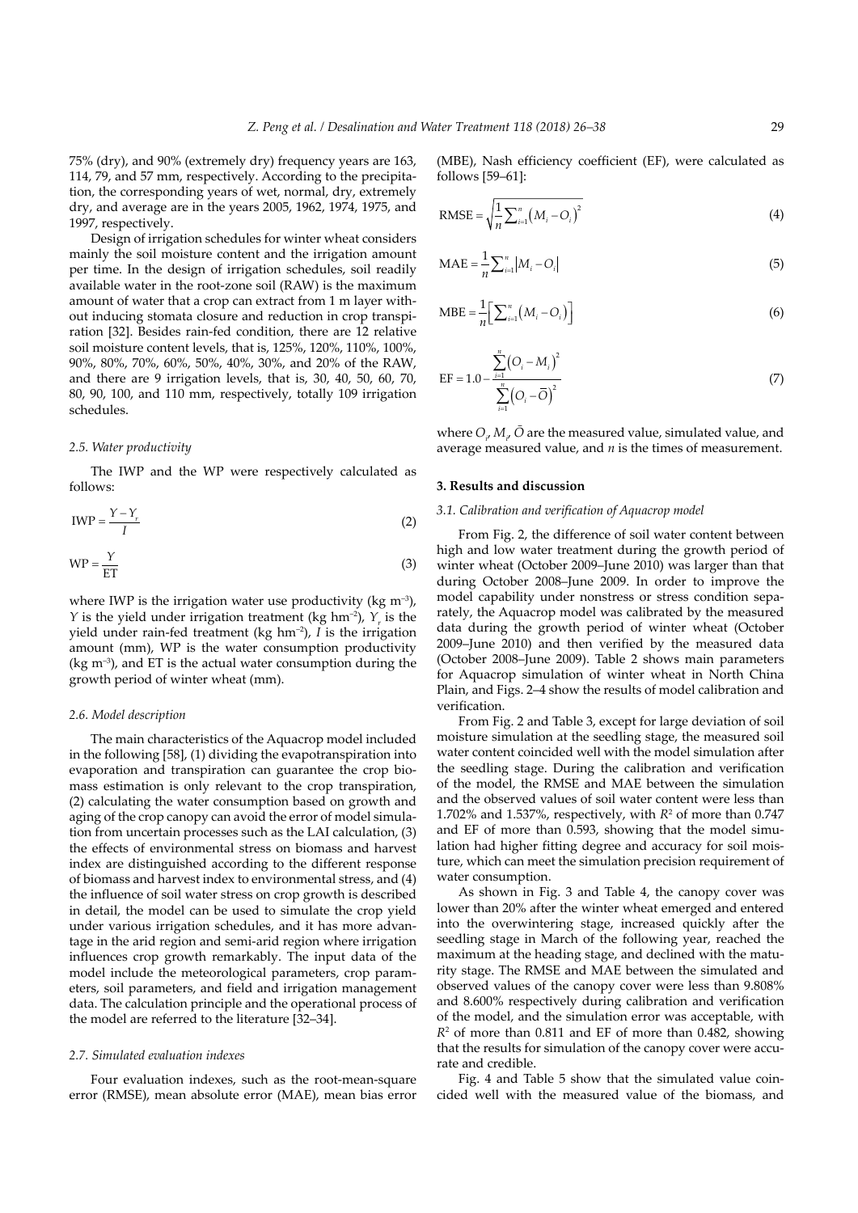75% (dry), and 90% (extremely dry) frequency years are 163, 114, 79, and 57 mm, respectively. According to the precipitation, the corresponding years of wet, normal, dry, extremely dry, and average are in the years 2005, 1962, 1974, 1975, and 1997, respectively.

Design of irrigation schedules for winter wheat considers mainly the soil moisture content and the irrigation amount per time. In the design of irrigation schedules, soil readily available water in the root-zone soil (RAW) is the maximum amount of water that a crop can extract from 1 m layer without inducing stomata closure and reduction in crop transpiration [32]. Besides rain-fed condition, there are 12 relative soil moisture content levels, that is, 125%, 120%, 110%, 100%, 90%, 80%, 70%, 60%, 50%, 40%, 30%, and 20% of the RAW, and there are 9 irrigation levels, that is, 30, 40, 50, 60, 70, 80, 90, 100, and 110 mm, respectively, totally 109 irrigation schedules.

### 2.5. Water productivity

The IWP and the WP were respectively calculated as follows:

$$\mathrm{IWP} = \frac{Y - Y_r}{I} \tag{2}$$

$$\mathrm{WP} = \frac{Y}{\mathrm{ET}} \tag{3}$$

where IWP is the irrigation water use productivity (kg m$^{-3}$), $Y$ is the yield under irrigation treatment (kg hm$^{-2}$), $Y_r$ is the yield under rain-fed treatment (kg hm$^{-2}$), $I$ is the irrigation amount (mm), WP is the water consumption productivity (kg m$^{-3}$), and ET is the actual water consumption during the growth period of winter wheat (mm).

### 2.6. Model description

The main characteristics of the Aquacrop model included in the following [58], (1) dividing the evapotranspiration into evaporation and transpiration can guarantee the crop biomass estimation is only relevant to the crop transpiration, (2) calculating the water consumption based on growth and aging of the crop canopy can avoid the error of model simulation from uncertain processes such as the LAI calculation, (3) the effects of environmental stress on biomass and harvest index are distinguished according to the different response of biomass and harvest index to environmental stress, and (4) the influence of soil water stress on crop growth is described in detail, the model can be used to simulate the crop yield under various irrigation schedules, and it has more advantage in the arid region and semi-arid region where irrigation influences crop growth remarkably. The input data of the model include the meteorological parameters, crop parameters, soil parameters, and field and irrigation management data. The calculation principle and the operational process of the model are referred to the literature [32–34].

### 2.7. Simulated evaluation indexes

Four evaluation indexes, such as the root-mean-square error (RMSE), mean absolute error (MAE), mean bias error (MBE), Nash efficiency coefficient (EF), were calculated as follows [59–61]:

$$\mathrm{RMSE} = \sqrt{\frac{1}{n}\sum_{i=1}^{n}\left(M_i - O_i\right)^2} \tag{4}$$

$$\mathrm{MAE} = \frac{1}{n}\sum_{i=1}^{n}\left|M_i - O_i\right| \tag{5}$$

$$\mathrm{MBE} = \frac{1}{n}\left[\sum_{i=1}^{n}\left(M_i - O_i\right)\right] \tag{6}$$

$$\mathrm{EF} = 1.0 - \frac{\sum_{i=1}^{n}\left(O_i - M_i\right)^2}{\sum_{i=1}^{n}\left(O_i - \bar{O}\right)^2} \tag{7}$$

where $O_i$, $M_i$, $\bar{O}$ are the measured value, simulated value, and average measured value, and $n$ is the times of measurement.

## 3. Results and discussion

### 3.1. Calibration and verification of Aquacrop model

From Fig. 2, the difference of soil water content between high and low water treatment during the growth period of winter wheat (October 2009–June 2010) was larger than that during October 2008–June 2009. In order to improve the model capability under nonstress or stress condition separately, the Aquacrop model was calibrated by the measured data during the growth period of winter wheat (October 2009–June 2010) and then verified by the measured data (October 2008–June 2009). Table 2 shows main parameters for Aquacrop simulation of winter wheat in North China Plain, and Figs. 2–4 show the results of model calibration and verification.

From Fig. 2 and Table 3, except for large deviation of soil moisture simulation at the seedling stage, the measured soil water content coincided well with the model simulation after the seedling stage. During the calibration and verification of the model, the RMSE and MAE between the simulation and the observed values of soil water content were less than 1.702% and 1.537%, respectively, with $R^2$ of more than 0.747 and EF of more than 0.593, showing that the model simulation had higher fitting degree and accuracy for soil moisture, which can meet the simulation precision requirement of water consumption.

As shown in Fig. 3 and Table 4, the canopy cover was lower than 20% after the winter wheat emerged and entered into the overwintering stage, increased quickly after the seedling stage in March of the following year, reached the maximum at the heading stage, and declined with the maturity stage. The RMSE and MAE between the simulated and observed values of the canopy cover were less than 9.808% and 8.600% respectively during calibration and verification of the model, and the simulation error was acceptable, with $R^2$ of more than 0.811 and EF of more than 0.482, showing that the results for simulation of the canopy cover were accurate and credible.

Fig. 4 and Table 5 show that the simulated value coincided well with the measured value of the biomass, and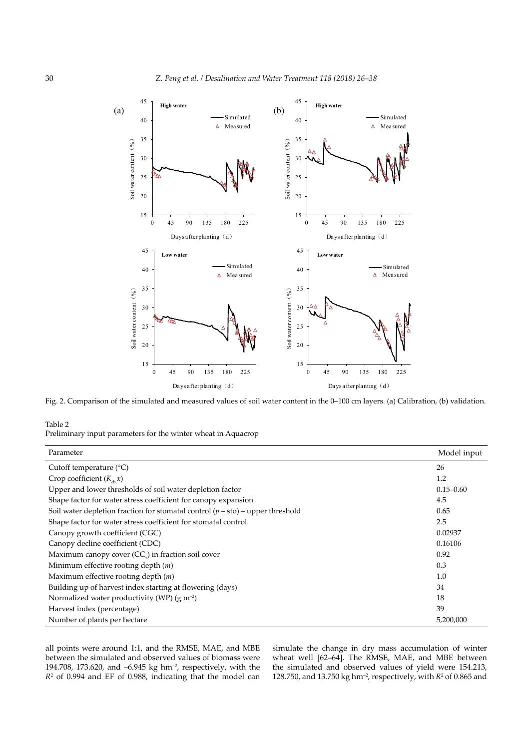Fig. 2. Comparison of the simulated and measured values of soil water content in the 0–100 cm layers. (a) Calibration, (b) validation.

Table 2
Preliminary input parameters for the winter wheat in Aquacrop

| Parameter | Model input |
|---|---|
| Cutoff temperature (°C) | 26 |
| Crop coefficient ($K_{cb,}x$) | 1.2 |
| Upper and lower thresholds of soil water depletion factor | 0.15–0.60 |
| Shape factor for water stress coefficient for canopy expansion | 4.5 |
| Soil water depletion fraction for stomatal control ($p$ – sto) – upper threshold | 0.65 |
| Shape factor for water stress coefficient for stomatal control | 2.5 |
| Canopy growth coefficient (CGC) | 0.02937 |
| Canopy decline coefficient (CDC) | 0.16106 |
| Maximum canopy cover ($CC_x$) in fraction soil cover | 0.92 |
| Minimum effective rooting depth ($m$) | 0.3 |
| Maximum effective rooting depth ($m$) | 1.0 |
| Building up of harvest index starting at flowering (days) | 34 |
| Normalized water productivity (WP) (g $m^{-2}$) | 18 |
| Harvest index (percentage) | 39 |
| Number of plants per hectare | 5,200,000 |

all points were around 1:1, and the RMSE, MAE, and MBE between the simulated and observed values of biomass were 194.708, 173.620, and –6.945 kg $hm^{-2}$, respectively, with the $R^2$ of 0.994 and EF of 0.988, indicating that the model can simulate the change in dry mass accumulation of winter wheat well [62–64]. The RMSE, MAE, and MBE between the simulated and observed values of yield were 154.213, 128.750, and 13.750 kg $hm^{-2}$, respectively, with $R^2$ of 0.865 and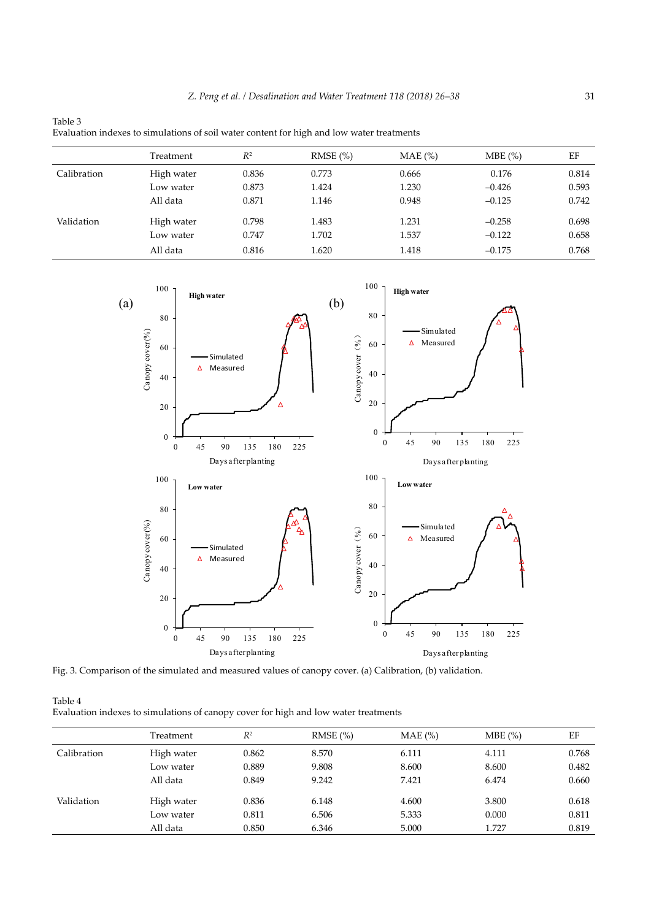Table 3
Evaluation indexes to simulations of soil water content for high and low water treatments

| | Treatment | $R^2$ | RMSE (%) | MAE (%) | MBE (%) | EF |
|---|---|---|---|---|---|---|
| Calibration | High water | 0.836 | 0.773 | 0.666 | 0.176 | 0.814 |
| | Low water | 0.873 | 1.424 | 1.230 | –0.426 | 0.593 |
| | All data | 0.871 | 1.146 | 0.948 | –0.125 | 0.742 |
| Validation | High water | 0.798 | 1.483 | 1.231 | –0.258 | 0.698 |
| | Low water | 0.747 | 1.702 | 1.537 | –0.122 | 0.658 |
| | All data | 0.816 | 1.620 | 1.418 | –0.175 | 0.768 |

Fig. 3. Comparison of the simulated and measured values of canopy cover. (a) Calibration, (b) validation.

Table 4
Evaluation indexes to simulations of canopy cover for high and low water treatments

| | Treatment | $R^2$ | RMSE (%) | MAE (%) | MBE (%) | EF |
|---|---|---|---|---|---|---|
| Calibration | High water | 0.862 | 8.570 | 6.111 | 4.111 | 0.768 |
| | Low water | 0.889 | 9.808 | 8.600 | 8.600 | 0.482 |
| | All data | 0.849 | 9.242 | 7.421 | 6.474 | 0.660 |
| Validation | High water | 0.836 | 6.148 | 4.600 | 3.800 | 0.618 |
| | Low water | 0.811 | 6.506 | 5.333 | 0.000 | 0.811 |
| | All data | 0.850 | 6.346 | 5.000 | 1.727 | 0.819 |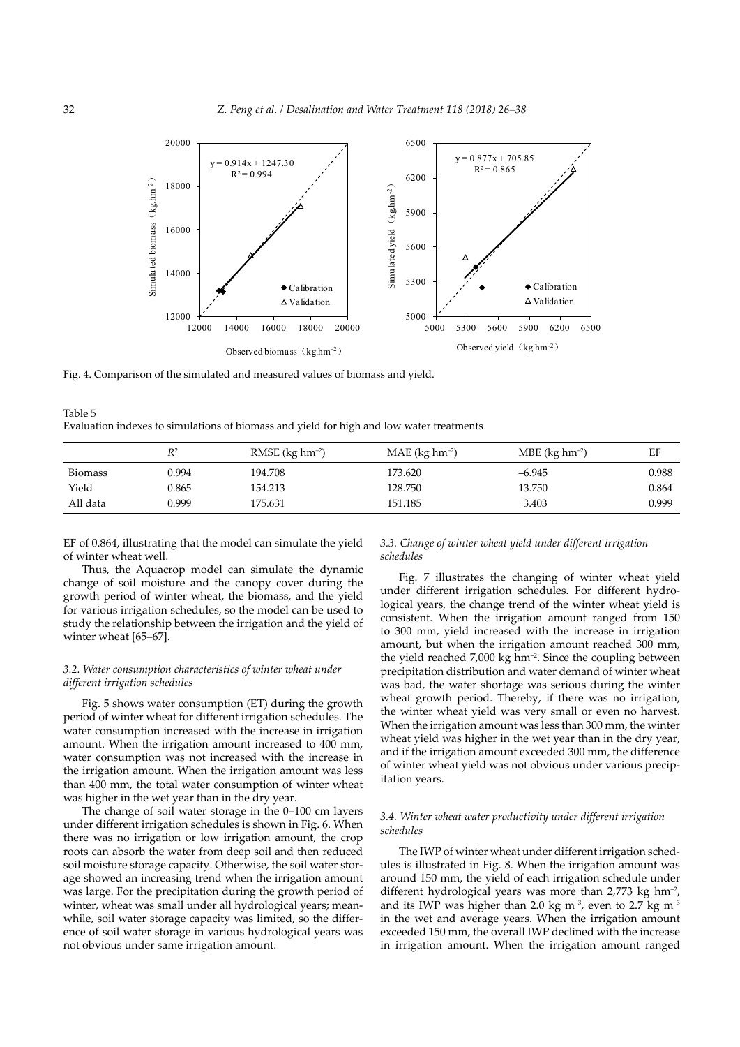Fig. 4. Comparison of the simulated and measured values of biomass and yield.

Table 5
Evaluation indexes to simulations of biomass and yield for high and low water treatments

| | $R^2$ | RMSE (kg hm$^{-2}$) | MAE (kg hm$^{-2}$) | MBE (kg hm$^{-2}$) | EF |
|---|---|---|---|---|---|
| Biomass | 0.994 | 194.708 | 173.620 | –6.945 | 0.988 |
| Yield | 0.865 | 154.213 | 128.750 | 13.750 | 0.864 |
| All data | 0.999 | 175.631 | 151.185 | 3.403 | 0.999 |

EF of 0.864, illustrating that the model can simulate the yield of winter wheat well.

Thus, the Aquacrop model can simulate the dynamic change of soil moisture and the canopy cover during the growth period of winter wheat, the biomass, and the yield for various irrigation schedules, so the model can be used to study the relationship between the irrigation and the yield of winter wheat [65–67].

### 3.2. Water consumption characteristics of winter wheat under different irrigation schedules

Fig. 5 shows water consumption (ET) during the growth period of winter wheat for different irrigation schedules. The water consumption increased with the increase in irrigation amount. When the irrigation amount increased to 400 mm, water consumption was not increased with the increase in the irrigation amount. When the irrigation amount was less than 400 mm, the total water consumption of winter wheat was higher in the wet year than in the dry year.

The change of soil water storage in the 0–100 cm layers under different irrigation schedules is shown in Fig. 6. When there was no irrigation or low irrigation amount, the crop roots can absorb the water from deep soil and then reduced soil moisture storage capacity. Otherwise, the soil water storage showed an increasing trend when the irrigation amount was large. For the precipitation during the growth period of winter, wheat was small under all hydrological years; meanwhile, soil water storage capacity was limited, so the difference of soil water storage in various hydrological years was not obvious under same irrigation amount.

### 3.3. Change of winter wheat yield under different irrigation schedules

Fig. 7 illustrates the changing of winter wheat yield under different irrigation schedules. For different hydrological years, the change trend of the winter wheat yield is consistent. When the irrigation amount ranged from 150 to 300 mm, yield increased with the increase in irrigation amount, but when the irrigation amount reached 300 mm, the yield reached 7,000 kg hm$^{-2}$. Since the coupling between precipitation distribution and water demand of winter wheat was bad, the water shortage was serious during the winter wheat growth period. Thereby, if there was no irrigation, the winter wheat yield was very small or even no harvest. When the irrigation amount was less than 300 mm, the winter wheat yield was higher in the wet year than in the dry year, and if the irrigation amount exceeded 300 mm, the difference of winter wheat yield was not obvious under various precipitation years.

### 3.4. Winter wheat water productivity under different irrigation schedules

The IWP of winter wheat under different irrigation schedules is illustrated in Fig. 8. When the irrigation amount was around 150 mm, the yield of each irrigation schedule under different hydrological years was more than 2,773 kg hm$^{-2}$, and its IWP was higher than 2.0 kg m$^{-3}$, even to 2.7 kg m$^{-3}$ in the wet and average years. When the irrigation amount exceeded 150 mm, the overall IWP declined with the increase in irrigation amount. When the irrigation amount ranged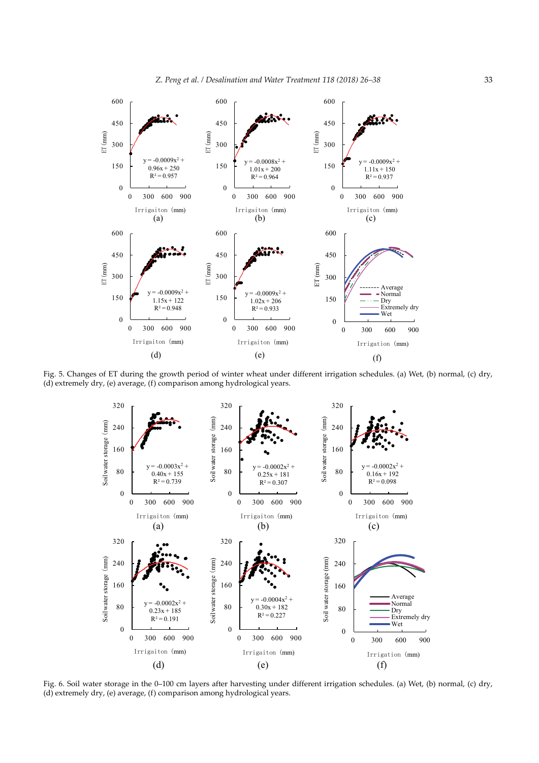Fig. 5. Changes of ET during the growth period of winter wheat under different irrigation schedules. (a) Wet, (b) normal, (c) dry, (d) extremely dry, (e) average, (f) comparison among hydrological years.

Fig. 6. Soil water storage in the 0–100 cm layers after harvesting under different irrigation schedules. (a) Wet, (b) normal, (c) dry, (d) extremely dry, (e) average, (f) comparison among hydrological years.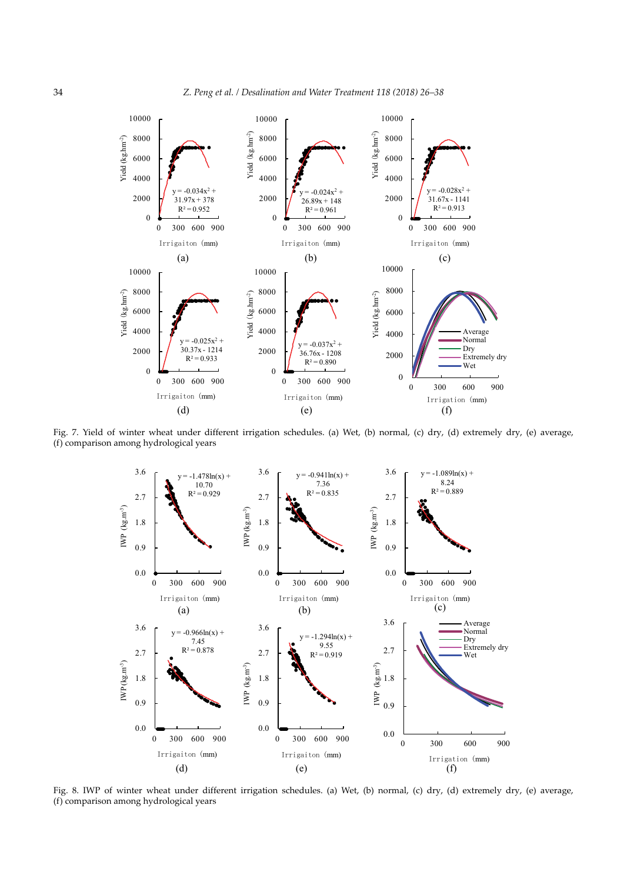Fig. 7. Yield of winter wheat under different irrigation schedules. (a) Wet, (b) normal, (c) dry, (d) extremely dry, (e) average, (f) comparison among hydrological years

Fig. 8. IWP of winter wheat under different irrigation schedules. (a) Wet, (b) normal, (c) dry, (d) extremely dry, (e) average, (f) comparison among hydrological years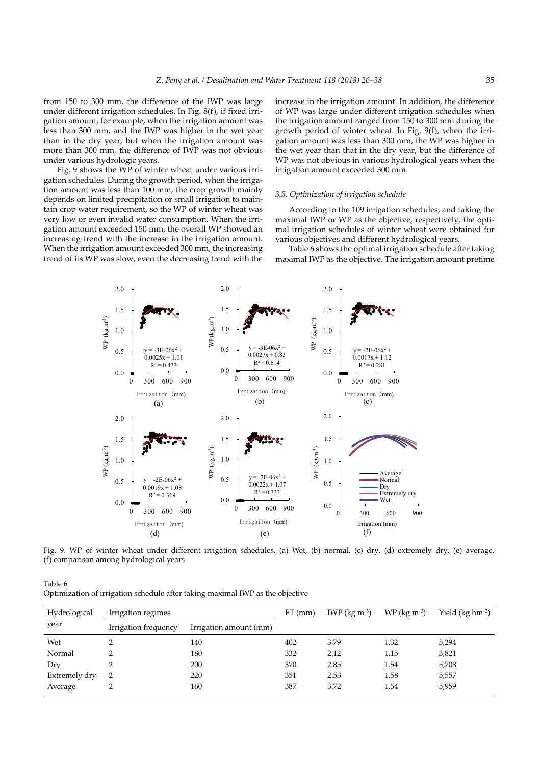from 150 to 300 mm, the difference of the IWP was large under different irrigation schedules. In Fig. 8(f), if fixed irrigation amount, for example, when the irrigation amount was less than 300 mm, and the IWP was higher in the wet year than in the dry year, but when the irrigation amount was more than 300 mm, the difference of IWP was not obvious under various hydrologic years.

Fig. 9 shows the WP of winter wheat under various irrigation schedules. During the growth period, when the irrigation amount was less than 100 mm, the crop growth mainly depends on limited precipitation or small irrigation to maintain crop water requirement, so the WP of winter wheat was very low or even invalid water consumption. When the irrigation amount exceeded 150 mm, the overall WP showed an increasing trend with the increase in the irrigation amount. When the irrigation amount exceeded 300 mm, the increasing trend of its WP was slow, even the decreasing trend with the increase in the irrigation amount. In addition, the difference of WP was large under different irrigation schedules when the irrigation amount ranged from 150 to 300 mm during the growth period of winter wheat. In Fig. 9(f), when the irrigation amount was less than 300 mm, the WP was higher in the wet year than that in the dry year, but the difference of WP was not obvious in various hydrological years when the irrigation amount exceeded 300 mm.

### 3.5. Optimization of irrigation schedule

According to the 109 irrigation schedules, and taking the maximal IWP or WP as the objective, respectively, the optimal irrigation schedules of winter wheat were obtained for various objectives and different hydrological years.

Table 6 shows the optimal irrigation schedule after taking maximal IWP as the objective. The irrigation amount pretime

Fig. 9. WP of winter wheat under different irrigation schedules. (a) Wet, (b) normal, (c) dry, (d) extremely dry, (e) average, (f) comparison among hydrological years

Table 6
Optimization of irrigation schedule after taking maximal IWP as the objective

| Hydrological year | Irrigation regimes | | ET (mm) | IWP (kg m$^{-3}$) | WP (kg m$^{-3}$) | Yield (kg hm$^{-2}$) |
|---|---|---|---|---|---|---|
| | Irrigation frequency | Irrigation amount (mm) | | | | |
| Wet | 2 | 140 | 402 | 3.79 | 1.32 | 5,294 |
| Normal | 2 | 180 | 332 | 2.12 | 1.15 | 3,821 |
| Dry | 2 | 200 | 370 | 2.85 | 1.54 | 5,708 |
| Extremely dry | 2 | 220 | 351 | 2.53 | 1.58 | 5,557 |
| Average | 2 | 160 | 387 | 3.72 | 1.54 | 5,959 |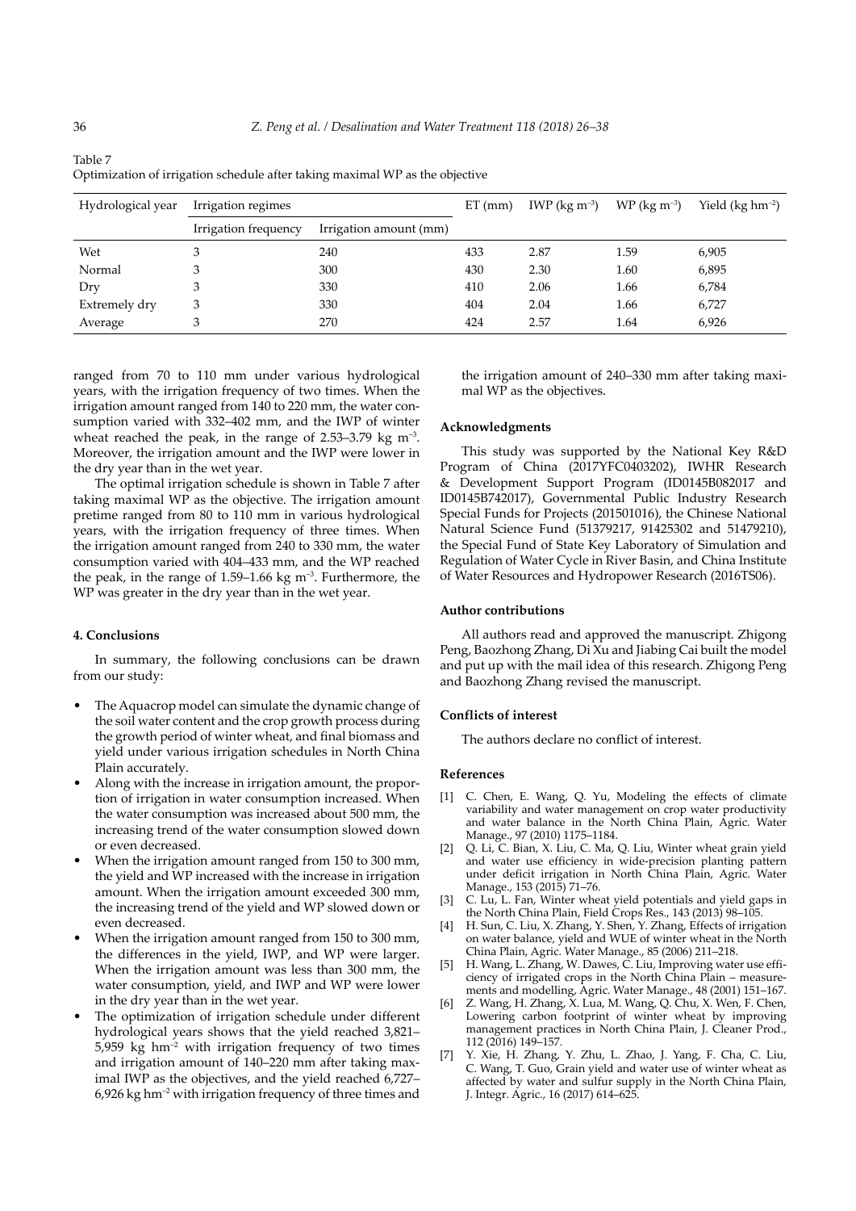Table 7
Optimization of irrigation schedule after taking maximal WP as the objective

| Hydrological year | Irrigation regimes | | ET (mm) | IWP (kg m$^{-3}$) | WP (kg m$^{-3}$) | Yield (kg hm$^{-2}$) |
|---|---|---|---|---|---|---|
| | Irrigation frequency | Irrigation amount (mm) | | | | |
| Wet | 3 | 240 | 433 | 2.87 | 1.59 | 6,905 |
| Normal | 3 | 300 | 430 | 2.30 | 1.60 | 6,895 |
| Dry | 3 | 330 | 410 | 2.06 | 1.66 | 6,784 |
| Extremely dry | 3 | 330 | 404 | 2.04 | 1.66 | 6,727 |
| Average | 3 | 270 | 424 | 2.57 | 1.64 | 6,926 |

ranged from 70 to 110 mm under various hydrological years, with the irrigation frequency of two times. When the irrigation amount ranged from 140 to 220 mm, the water consumption varied with 332–402 mm, and the IWP of winter wheat reached the peak, in the range of 2.53–3.79 kg m$^{-3}$. Moreover, the irrigation amount and the IWP were lower in the dry year than in the wet year.

The optimal irrigation schedule is shown in Table 7 after taking maximal WP as the objective. The irrigation amount pretime ranged from 80 to 110 mm in various hydrological years, with the irrigation frequency of three times. When the irrigation amount ranged from 240 to 330 mm, the water consumption varied with 404–433 mm, and the WP reached the peak, in the range of 1.59–1.66 kg m$^{-3}$. Furthermore, the WP was greater in the dry year than in the wet year.

## 4. Conclusions

In summary, the following conclusions can be drawn from our study:

- The Aquacrop model can simulate the dynamic change of the soil water content and the crop growth process during the growth period of winter wheat, and final biomass and yield under various irrigation schedules in North China Plain accurately.
- Along with the increase in irrigation amount, the proportion of irrigation in water consumption increased. When the water consumption was increased about 500 mm, the increasing trend of the water consumption slowed down or even decreased.
- When the irrigation amount ranged from 150 to 300 mm, the yield and WP increased with the increase in irrigation amount. When the irrigation amount exceeded 300 mm, the increasing trend of the yield and WP slowed down or even decreased.
- When the irrigation amount ranged from 150 to 300 mm, the differences in the yield, IWP, and WP were larger. When the irrigation amount was less than 300 mm, the water consumption, yield, and IWP and WP were lower in the dry year than in the wet year.
- The optimization of irrigation schedule under different hydrological years shows that the yield reached 3,821–5,959 kg hm$^{-2}$ with irrigation frequency of two times and irrigation amount of 140–220 mm after taking maximal IWP as the objectives, and the yield reached 6,727–6,926 kg hm$^{-2}$ with irrigation frequency of three times and the irrigation amount of 240–330 mm after taking maximal WP as the objectives.

## Acknowledgments

This study was supported by the National Key R&D Program of China (2017YFC0403202), IWHR Research & Development Support Program (ID0145B082017 and ID0145B742017), Governmental Public Industry Research Special Funds for Projects (201501016), the Chinese National Natural Science Fund (51379217, 91425302 and 51479210), the Special Fund of State Key Laboratory of Simulation and Regulation of Water Cycle in River Basin, and China Institute of Water Resources and Hydropower Research (2016TS06).

## Author contributions

All authors read and approved the manuscript. Zhigong Peng, Baozhong Zhang, Di Xu and Jiabing Cai built the model and put up with the mail idea of this research. Zhigong Peng and Baozhong Zhang revised the manuscript.

## Conflicts of interest

The authors declare no conflict of interest.

## References

[1] C. Chen, E. Wang, Q. Yu, Modeling the effects of climate variability and water management on crop water productivity and water balance in the North China Plain, Agric. Water Manage., 97 (2010) 1175–1184.

[2] Q. Li, C. Bian, X. Liu, C. Ma, Q. Liu, Winter wheat grain yield and water use efficiency in wide-precision planting pattern under deficit irrigation in North China Plain, Agric. Water Manage., 153 (2015) 71–76.

[3] C. Lu, L. Fan, Winter wheat yield potentials and yield gaps in the North China Plain, Field Crops Res., 143 (2013) 98–105.

[4] H. Sun, C. Liu, X. Zhang, Y. Shen, Y. Zhang, Effects of irrigation on water balance, yield and WUE of winter wheat in the North China Plain, Agric. Water Manage., 85 (2006) 211–218.

[5] H. Wang, L. Zhang, W. Dawes, C. Liu, Improving water use efficiency of irrigated crops in the North China Plain – measurements and modelling, Agric. Water Manage., 48 (2001) 151–167.

[6] Z. Wang, H. Zhang, X. Lua, M. Wang, Q. Chu, X. Wen, F. Chen, Lowering carbon footprint of winter wheat by improving management practices in North China Plain, J. Cleaner Prod., 112 (2016) 149–157.

[7] Y. Xie, H. Zhang, Y. Zhu, L. Zhao, J. Yang, F. Cha, C. Liu, C. Wang, T. Guo, Grain yield and water use of winter wheat as affected by water and sulfur supply in the North China Plain, J. Integr. Agric., 16 (2017) 614–625.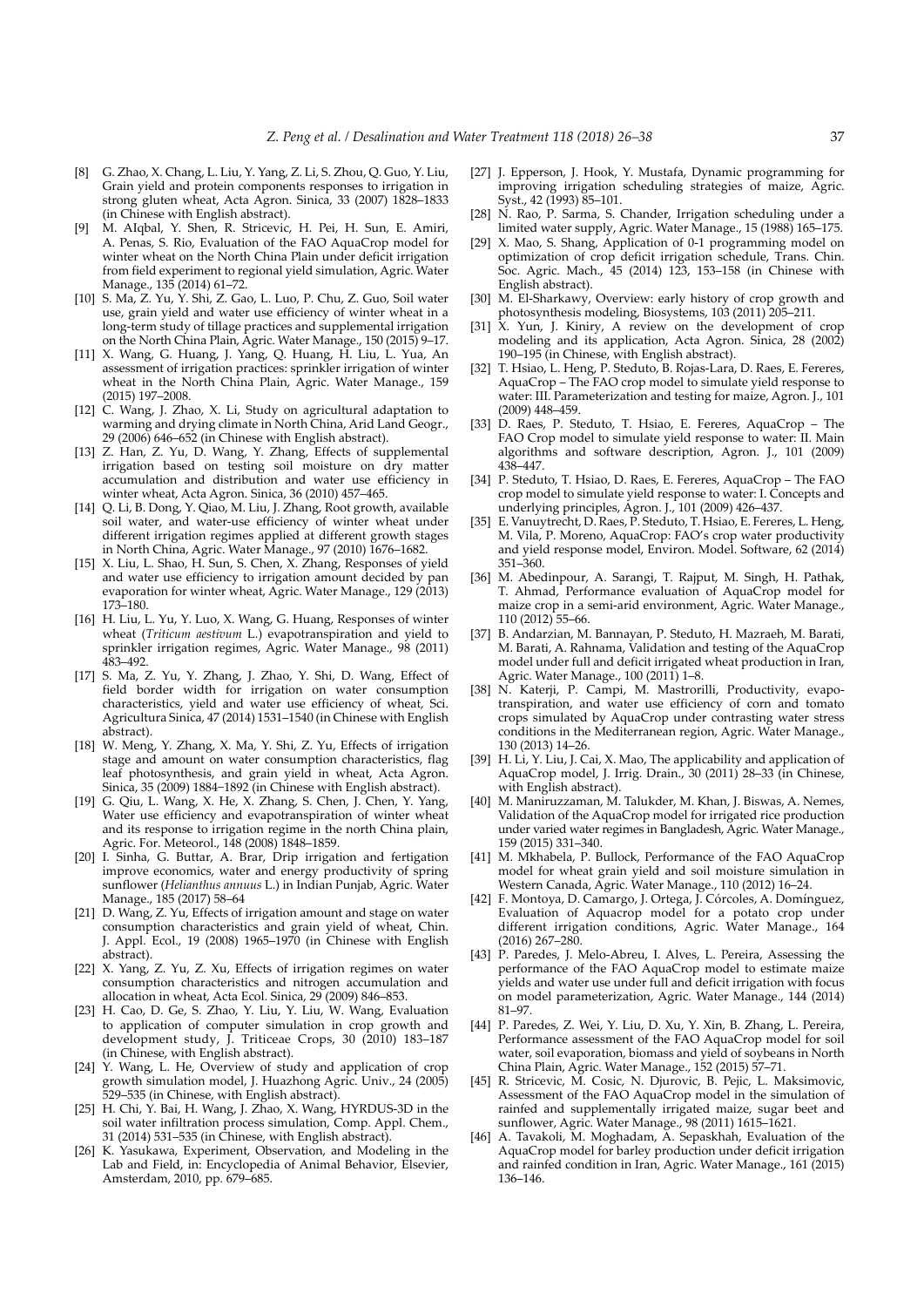[8] G. Zhao, X. Chang, L. Liu, Y. Yang, Z. Li, S. Zhou, Q. Guo, Y. Liu, Grain yield and protein components responses to irrigation in strong gluten wheat, Acta Agron. Sinica, 33 (2007) 1828–1833 (in Chinese with English abstract).

[9] M. AIqbal, Y. Shen, R. Stricevic, H. Pei, H. Sun, E. Amiri, A. Penas, S. Rio, Evaluation of the FAO AquaCrop model for winter wheat on the North China Plain under deficit irrigation from field experiment to regional yield simulation, Agric. Water Manage., 135 (2014) 61–72.

[10] S. Ma, Z. Yu, Y. Shi, Z. Gao, L. Luo, P. Chu, Z. Guo, Soil water use, grain yield and water use efficiency of winter wheat in a long-term study of tillage practices and supplemental irrigation on the North China Plain, Agric. Water Manage., 150 (2015) 9–17.

[11] X. Wang, G. Huang, J. Yang, Q. Huang, H. Liu, L. Yua, An assessment of irrigation practices: sprinkler irrigation of winter wheat in the North China Plain, Agric. Water Manage., 159 (2015) 197–2008.

[12] C. Wang, J. Zhao, X. Li, Study on agricultural adaptation to warming and drying climate in North China, Arid Land Geogr., 29 (2006) 646–652 (in Chinese with English abstract).

[13] Z. Han, Z. Yu, D. Wang, Y. Zhang, Effects of supplemental irrigation based on testing soil moisture on dry matter accumulation and distribution and water use efficiency in winter wheat, Acta Agron. Sinica, 36 (2010) 457–465.

[14] Q. Li, B. Dong, Y. Qiao, M. Liu, J. Zhang, Root growth, available soil water, and water-use efficiency of winter wheat under different irrigation regimes applied at different growth stages in North China, Agric. Water Manage., 97 (2010) 1676–1682.

[15] X. Liu, L. Shao, H. Sun, S. Chen, X. Zhang, Responses of yield and water use efficiency to irrigation amount decided by pan evaporation for winter wheat, Agric. Water Manage., 129 (2013) 173–180.

[16] H. Liu, L. Yu, Y. Luo, X. Wang, G. Huang, Responses of winter wheat (*Triticum aestivum* L.) evapotranspiration and yield to sprinkler irrigation regimes, Agric. Water Manage., 98 (2011) 483–492.

[17] S. Ma, Z. Yu, Y. Zhang, J. Zhao, Y. Shi, D. Wang, Effect of field border width for irrigation on water consumption characteristics, yield and water use efficiency of wheat, Sci. Agricultura Sinica, 47 (2014) 1531–1540 (in Chinese with English abstract).

[18] W. Meng, Y. Zhang, X. Ma, Y. Shi, Z. Yu, Effects of irrigation stage and amount on water consumption characteristics, flag leaf photosynthesis, and grain yield in wheat, Acta Agron. Sinica, 35 (2009) 1884–1892 (in Chinese with English abstract).

[19] G. Qiu, L. Wang, X. He, X. Zhang, S. Chen, J. Chen, Y. Yang, Water use efficiency and evapotranspiration of winter wheat and its response to irrigation regime in the north China plain, Agric. For. Meteorol., 148 (2008) 1848–1859.

[20] I. Sinha, G. Buttar, A. Brar, Drip irrigation and fertigation improve economics, water and energy productivity of spring sunflower (*Helianthus annuus* L.) in Indian Punjab, Agric. Water Manage., 185 (2017) 58–64

[21] D. Wang, Z. Yu, Effects of irrigation amount and stage on water consumption characteristics and grain yield of wheat, Chin. J. Appl. Ecol., 19 (2008) 1965–1970 (in Chinese with English abstract).

[22] X. Yang, Z. Yu, Z. Xu, Effects of irrigation regimes on water consumption characteristics and nitrogen accumulation and allocation in wheat, Acta Ecol. Sinica, 29 (2009) 846–853.

[23] H. Cao, D. Ge, S. Zhao, Y. Liu, Y. Liu, W. Wang, Evaluation to application of computer simulation in crop growth and development study, J. Triticeae Crops, 30 (2010) 183–187 (in Chinese, with English abstract).

[24] Y. Wang, L. He, Overview of study and application of crop growth simulation model, J. Huazhong Agric. Univ., 24 (2005) 529–535 (in Chinese, with English abstract).

[25] H. Chi, Y. Bai, H. Wang, J. Zhao, X. Wang, HYRDUS-3D in the soil water infiltration process simulation, Comp. Appl. Chem., 31 (2014) 531–535 (in Chinese, with English abstract).

[26] K. Yasukawa, Experiment, Observation, and Modeling in the Lab and Field, in: Encyclopedia of Animal Behavior, Elsevier, Amsterdam, 2010, pp. 679–685.

[27] J. Epperson, J. Hook, Y. Mustafa, Dynamic programming for improving irrigation scheduling strategies of maize, Agric. Syst., 42 (1993) 85–101.

[28] N. Rao, P. Sarma, S. Chander, Irrigation scheduling under a limited water supply, Agric. Water Manage., 15 (1988) 165–175.

[29] X. Mao, S. Shang, Application of 0-1 programming model on optimization of crop deficit irrigation schedule, Trans. Chin. Soc. Agric. Mach., 45 (2014) 123, 153–158 (in Chinese with English abstract).

[30] M. El-Sharkawy, Overview: early history of crop growth and photosynthesis modeling, Biosystems, 103 (2011) 205–211.

[31] X. Yun, J. Kiniry, A review on the development of crop modeling and its application, Acta Agron. Sinica, 28 (2002) 190–195 (in Chinese, with English abstract).

[32] T. Hsiao, L. Heng, P. Steduto, B. Rojas-Lara, D. Raes, E. Fereres, AquaCrop – The FAO crop model to simulate yield response to water: III. Parameterization and testing for maize, Agron. J., 101 (2009) 448–459.

[33] D. Raes, P. Steduto, T. Hsiao, E. Fereres, AquaCrop – The FAO Crop model to simulate yield response to water: II. Main algorithms and software description, Agron. J., 101 (2009) 438–447.

[34] P. Steduto, T. Hsiao, D. Raes, E. Fereres, AquaCrop – The FAO crop model to simulate yield response to water: I. Concepts and underlying principles, Agron. J., 101 (2009) 426–437.

[35] E. Vanuytrecht, D. Raes, P. Steduto, T. Hsiao, E. Fereres, L. Heng, M. Vila, P. Moreno, AquaCrop: FAO's crop water productivity and yield response model, Environ. Model. Software, 62 (2014) 351–360.

[36] M. Abedinpour, A. Sarangi, T. Rajput, M. Singh, H. Pathak, T. Ahmad, Performance evaluation of AquaCrop model for maize crop in a semi-arid environment, Agric. Water Manage., 110 (2012) 55–66.

[37] B. Andarzian, M. Bannayan, P. Steduto, H. Mazraeh, M. Barati, M. Barati, A. Rahnama, Validation and testing of the AquaCrop model under full and deficit irrigated wheat production in Iran, Agric. Water Manage., 100 (2011) 1–8.

[38] N. Katerji, P. Campi, M. Mastrorilli, Productivity, evapotranspiration, and water use efficiency of corn and tomato crops simulated by AquaCrop under contrasting water stress conditions in the Mediterranean region, Agric. Water Manage., 130 (2013) 14–26.

[39] H. Li, Y. Liu, J. Cai, X. Mao, The applicability and application of AquaCrop model, J. Irrig. Drain., 30 (2011) 28–33 (in Chinese, with English abstract).

[40] M. Maniruzzaman, M. Talukder, M. Khan, J. Biswas, A. Nemes, Validation of the AquaCrop model for irrigated rice production under varied water regimes in Bangladesh, Agric. Water Manage., 159 (2015) 331–340.

[41] M. Mkhabela, P. Bullock, Performance of the FAO AquaCrop model for wheat grain yield and soil moisture simulation in Western Canada, Agric. Water Manage., 110 (2012) 16–24.

[42] F. Montoya, D. Camargo, J. Ortega, J. Córcoles, A. Domínguez, Evaluation of Aquacrop model for a potato crop under different irrigation conditions, Agric. Water Manage., 164 (2016) 267–280.

[43] P. Paredes, J. Melo-Abreu, I. Alves, L. Pereira, Assessing the performance of the FAO AquaCrop model to estimate maize yields and water use under full and deficit irrigation with focus on model parameterization, Agric. Water Manage., 144 (2014) 81–97.

[44] P. Paredes, Z. Wei, Y. Liu, D. Xu, Y. Xin, B. Zhang, L. Pereira, Performance assessment of the FAO AquaCrop model for soil water, soil evaporation, biomass and yield of soybeans in North China Plain, Agric. Water Manage., 152 (2015) 57–71.

[45] R. Stricevic, M. Cosic, N. Djurovic, B. Pejic, L. Maksimovic, Assessment of the FAO AquaCrop model in the simulation of rainfed and supplementally irrigated maize, sugar beet and sunflower, Agric. Water Manage., 98 (2011) 1615–1621.

[46] A. Tavakoli, M. Moghadam, A. Sepaskhah, Evaluation of the AquaCrop model for barley production under deficit irrigation and rainfed condition in Iran, Agric. Water Manage., 161 (2015) 136–146.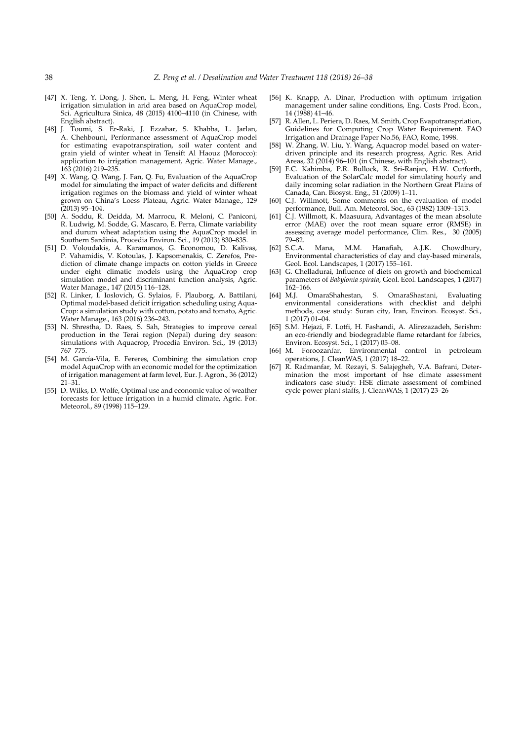[47] X. Teng, Y. Dong, J. Shen, L. Meng, H. Feng, Winter wheat irrigation simulation in arid area based on AquaCrop model, Sci. Agricultura Sinica, 48 (2015) 4100–4110 (in Chinese, with English abstract).

[48] J. Toumi, S. Er-Raki, J. Ezzahar, S. Khabba, L. Jarlan, A. Chehbouni, Performance assessment of AquaCrop model for estimating evapotranspiration, soil water content and grain yield of winter wheat in Tensift Al Haouz (Morocco): application to irrigation management, Agric. Water Manage., 163 (2016) 219–235.

[49] X. Wang, Q. Wang, J. Fan, Q. Fu, Evaluation of the AquaCrop model for simulating the impact of water deficits and different irrigation regimes on the biomass and yield of winter wheat grown on China's Loess Plateau, Agric. Water Manage., 129 (2013) 95–104.

[50] A. Soddu, R. Deidda, M. Marrocu, R. Meloni, C. Paniconi, R. Ludwig, M. Sodde, G. Mascaro, E. Perra, Climate variability and durum wheat adaptation using the AquaCrop model in Southern Sardinia, Procedia Environ. Sci., 19 (2013) 830–835.

[51] D. Voloudakis, A. Karamanos, G. Economou, D. Kalivas, P. Vahamidis, V. Kotoulas, J. Kapsomenakis, C. Zerefos, Prediction of climate change impacts on cotton yields in Greece under eight climatic models using the AquaCrop crop simulation model and discriminant function analysis, Agric. Water Manage., 147 (2015) 116–128.

[52] R. Linker, I. Ioslovich, G. Sylaios, F. Plauborg, A. Battilani, Optimal model-based deficit irrigation scheduling using AquaCrop: a simulation study with cotton, potato and tomato, Agric. Water Manage., 163 (2016) 236–243.

[53] N. Shrestha, D. Raes, S. Sah, Strategies to improve cereal production in the Terai region (Nepal) during dry season: simulations with Aquacrop, Procedia Environ. Sci., 19 (2013) 767–775.

[54] M. García-Vila, E. Fereres, Combining the simulation crop model AquaCrop with an economic model for the optimization of irrigation management at farm level, Eur. J. Agron., 36 (2012) 21–31.

[55] D. Wilks, D. Wolfe, Optimal use and economic value of weather forecasts for lettuce irrigation in a humid climate, Agric. For. Meteorol., 89 (1998) 115–129.

[56] K. Knapp, A. Dinar, Production with optimum irrigation management under saline conditions, Eng. Costs Prod. Econ., 14 (1988) 41–46.

[57] R. Allen, L. Periera, D. Raes, M. Smith, Crop Evapotranspriation, Guidelines for Computing Crop Water Requirement. FAO Irrigation and Drainage Paper No.56, FAO, Rome, 1998.

[58] W. Zhang, W. Liu, Y. Wang, Aquacrop model based on water-driven principle and its research progress, Agric. Res. Arid Areas, 32 (2014) 96–101 (in Chinese, with English abstract).

[59] F.C. Kahimba, P.R. Bullock, R. Sri-Ranjan, H.W. Cutforth, Evaluation of the SolarCalc model for simulating hourly and daily incoming solar radiation in the Northern Great Plains of Canada, Can. Biosyst. Eng., 51 (2009) 1–11.

[60] C.J. Willmott, Some comments on the evaluation of model performance, Bull. Am. Meteorol. Soc., 63 (1982) 1309–1313.

[61] C.J. Willmott, K. Maasuura, Advantages of the mean absolute error (MAE) over the root mean square error (RMSE) in assessing average model performance, Clim. Res., 30 (2005) 79–82.

[62] S.C.A. Mana, M.M. Hanafiah, A.J.K. Chowdhury, Environmental characteristics of clay and clay-based minerals, Geol. Ecol. Landscapes, 1 (2017) 155–161.

[63] G. Chelladurai, Influence of diets on growth and biochemical parameters of *Babylonia spirata*, Geol. Ecol. Landscapes, 1 (2017) 162–166.

[64] M.J. OmaraShahestan, S. OmaraShastani, Evaluating environmental considerations with checklist and delphi methods, case study: Suran city, Iran, Environ. Ecosyst. Sci., 1 (2017) 01–04.

[65] S.M. Hejazi, F. Lotfi, H. Fashandi, A. Alirezazadeh, Serishm: an eco-friendly and biodegradable flame retardant for fabrics, Environ. Ecosyst. Sci., 1 (2017) 05–08.

[66] M. Foroozanfar, Environmental control in petroleum operations, J. CleanWAS, 1 (2017) 18–22.

[67] R. Radmanfar, M. Rezayi, S. Salajegheh, V.A. Bafrani, Determination the most important of hse climate assessment indicators case study: HSE climate assessment of combined cycle power plant staffs, J. CleanWAS, 1 (2017) 23–26